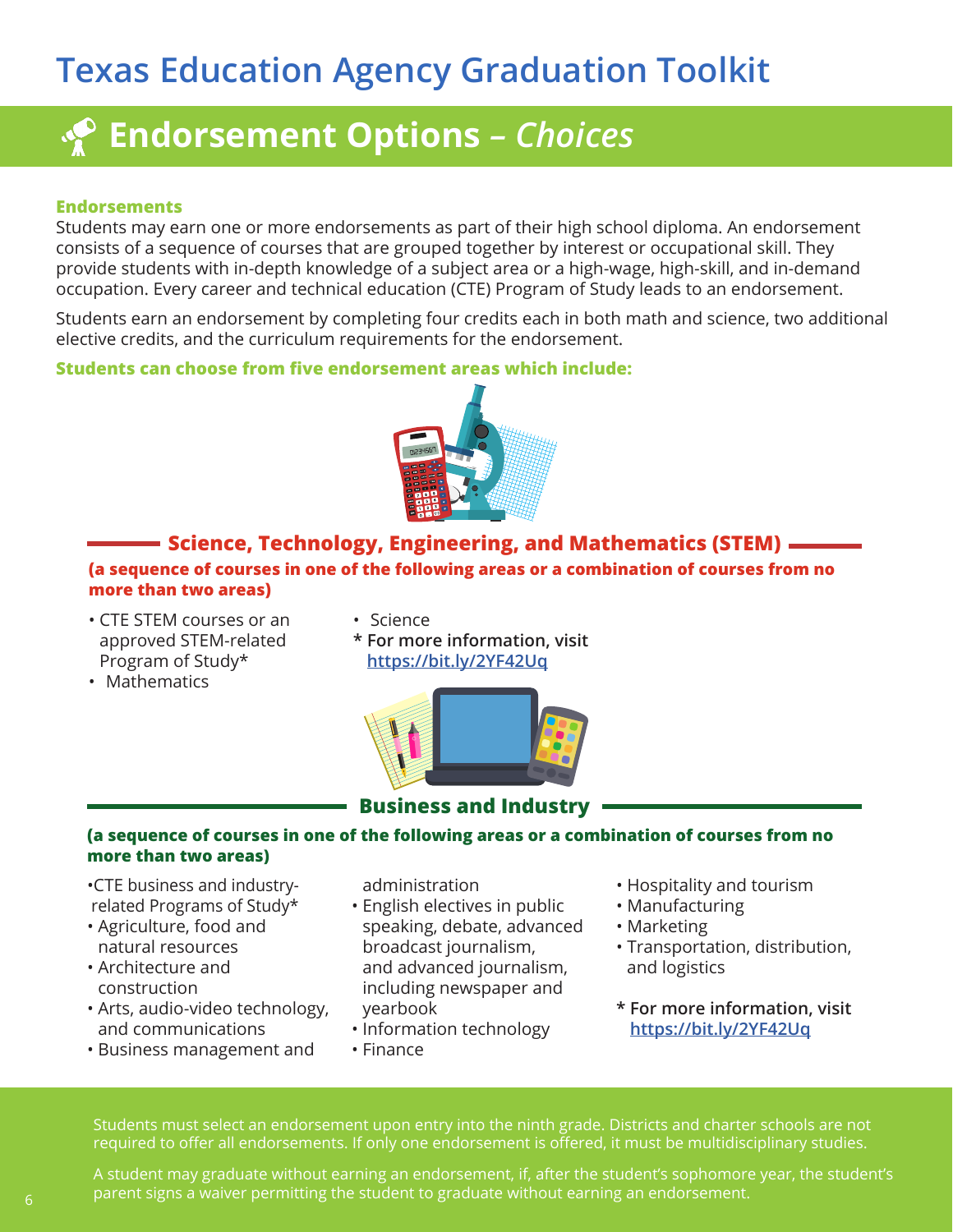# Texas Education Agency Graduation Toolkit

## Endorsement Options – *Choices*

### Endorsements

Students may earn one or more endorsements as part of their high school diploma. An endorsement consists of a sequence of courses that are grouped together by interest or occupational skill. They provide students with in-depth knowledge of a subject area or a high-wage, high-skill, and in-demand occupation. Every career and technical education (CTE) Program of Study leads to an endorsement.

Students earn an endorsement by completing four credits each in both math and science, two additional elective credits, and the curriculum requirements for the endorsement.

**Students can choose from five endorsement areas which include:**

### Science, Technology, Engineering, and Mathematics (STEM)

**(a sequence of courses in one of the following areas or a combination of courses from no more than two areas)**

- CTE STEM courses or an approved STEM-related Program of Study*
- Mathematics
- Science

**\* For more information, visit https://bit.ly/2YF42Uq**

### Business and Industry

**(a sequence of courses in one of the following areas or a combination of courses from no more than two areas)**

- CTE business and industry-related Programs of Study*
- Agriculture, food and natural resources
- Architecture and construction
- Arts, audio-video technology, and communications
- Business management and administration
- English electives in public speaking, debate, advanced broadcast journalism, and advanced journalism, including newspaper and yearbook
- Information technology
- Finance
- Hospitality and tourism
- Manufacturing
- Marketing
- Transportation, distribution, and logistics

**\* For more information, visit https://bit.ly/2YF42Uq**

Students must select an endorsement upon entry into the ninth grade. Districts and charter schools are not required to offer all endorsements. If only one endorsement is offered, it must be multidisciplinary studies.

A student may graduate without earning an endorsement, if, after the student's sophomore year, the student's parent signs a waiver permitting the student to graduate without earning an endorsement.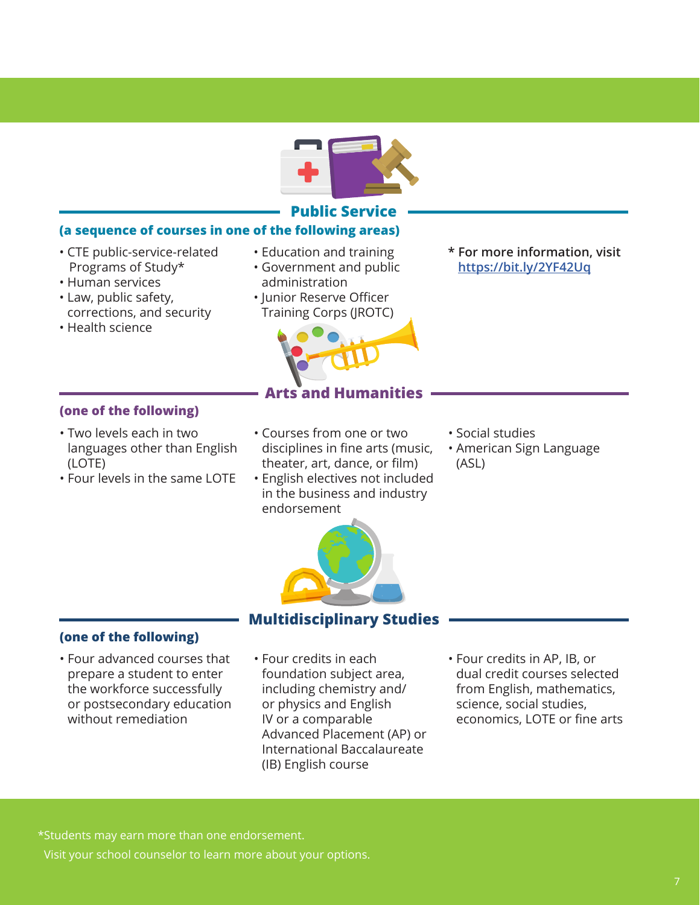## Public Service

**(a sequence of courses in one of the following areas)**

- CTE public-service-related Programs of Study*
- Human services
- Law, public safety, corrections, and security
- Health science
- Education and training
- Government and public administration
- Junior Reserve Officer Training Corps (JROTC)

**\* For more information, visit [https://bit.ly/2YF42Uq](https://bit.ly/2YF42Uq)**

## Arts and Humanities

**(one of the following)**

- Two levels each in two languages other than English (LOTE)
- Four levels in the same LOTE
- Courses from one or two disciplines in fine arts (music, theater, art, dance, or film)
- English electives not included in the business and industry endorsement
- Social studies
- American Sign Language (ASL)

## Multidisciplinary Studies

**(one of the following)**

- Four advanced courses that prepare a student to enter the workforce successfully or postsecondary education without remediation
- Four credits in each foundation subject area, including chemistry and/or physics and English IV or a comparable Advanced Placement (AP) or International Baccalaureate (IB) English course
- Four credits in AP, IB, or dual credit courses selected from English, mathematics, science, social studies, economics, LOTE or fine arts

*Students may earn more than one endorsement.

Visit your school counselor to learn more about your options.